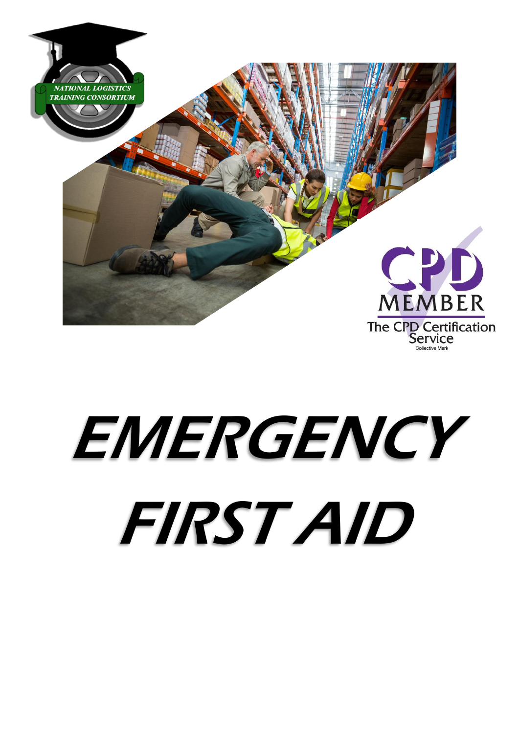NATIONAL LOGISTICS TRAINING CONSORTIUM

CPD MEMBER

The CPD Certification Service

Collective Mark

# EMERGENCY FIRST AID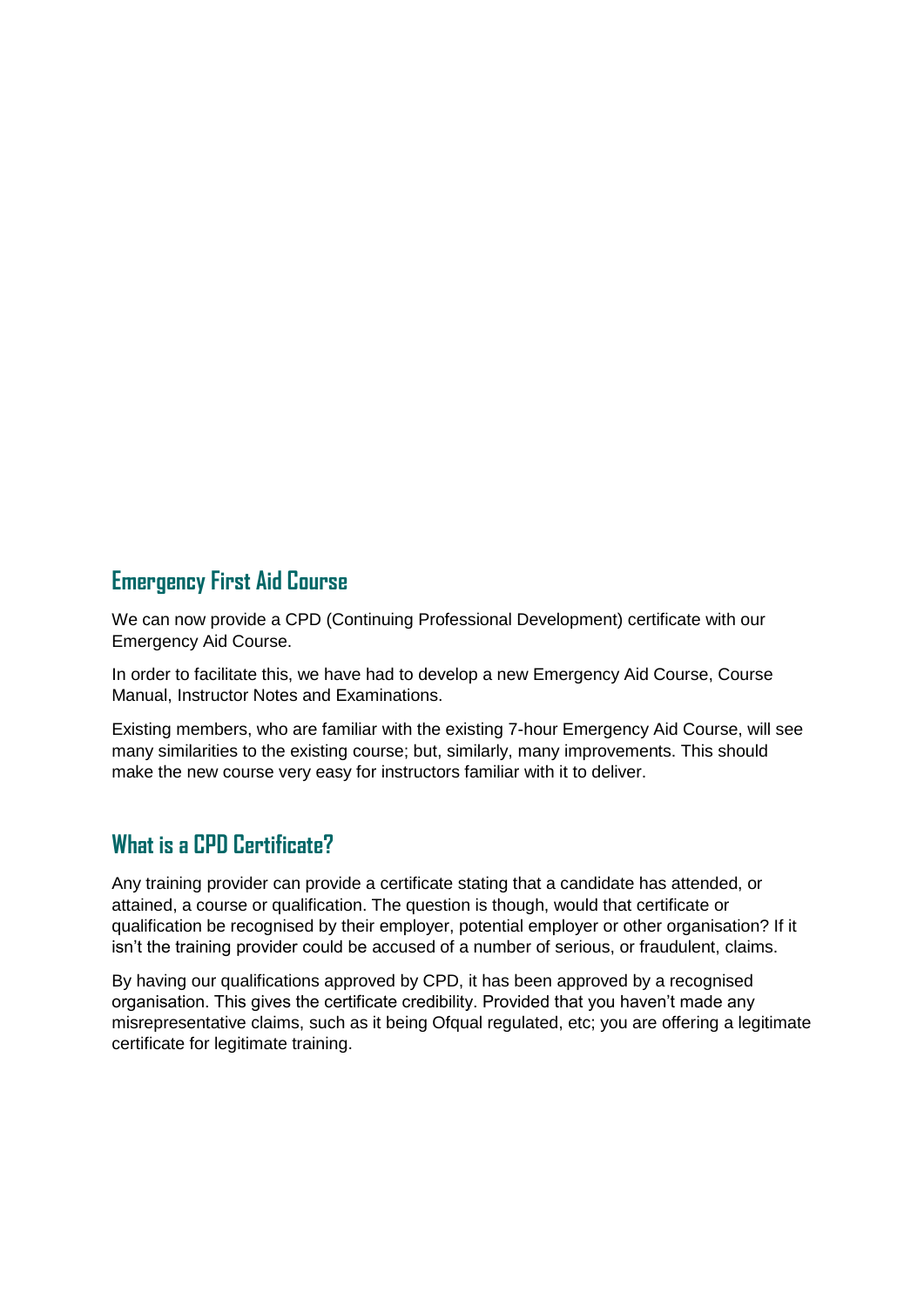## Emergency First Aid Course

We can now provide a CPD (Continuing Professional Development) certificate with our Emergency Aid Course.

In order to facilitate this, we have had to develop a new Emergency Aid Course, Course Manual, Instructor Notes and Examinations.

Existing members, who are familiar with the existing 7-hour Emergency Aid Course, will see many similarities to the existing course; but, similarly, many improvements. This should make the new course very easy for instructors familiar with it to deliver.

## What is a CPD Certificate?

Any training provider can provide a certificate stating that a candidate has attended, or attained, a course or qualification. The question is though, would that certificate or qualification be recognised by their employer, potential employer or other organisation? If it isn't the training provider could be accused of a number of serious, or fraudulent, claims.

By having our qualifications approved by CPD, it has been approved by a recognised organisation. This gives the certificate credibility. Provided that you haven't made any misrepresentative claims, such as it being Ofqual regulated, etc; you are offering a legitimate certificate for legitimate training.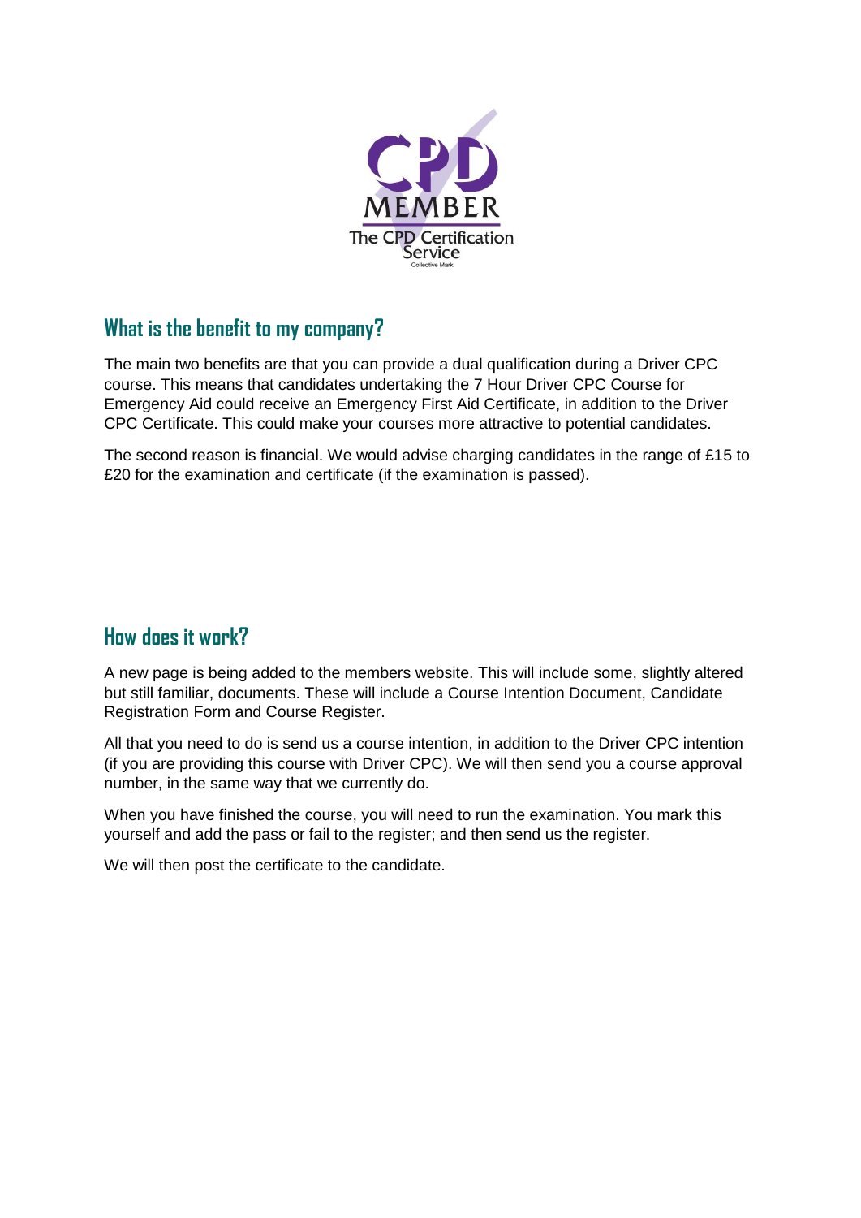## What is the benefit to my company?

The main two benefits are that you can provide a dual qualification during a Driver CPC course. This means that candidates undertaking the 7 Hour Driver CPC Course for Emergency Aid could receive an Emergency First Aid Certificate, in addition to the Driver CPC Certificate. This could make your courses more attractive to potential candidates.

The second reason is financial. We would advise charging candidates in the range of £15 to £20 for the examination and certificate (if the examination is passed).

## How does it work?

A new page is being added to the members website. This will include some, slightly altered but still familiar, documents. These will include a Course Intention Document, Candidate Registration Form and Course Register.

All that you need to do is send us a course intention, in addition to the Driver CPC intention (if you are providing this course with Driver CPC). We will then send you a course approval number, in the same way that we currently do.

When you have finished the course, you will need to run the examination. You mark this yourself and add the pass or fail to the register; and then send us the register.

We will then post the certificate to the candidate.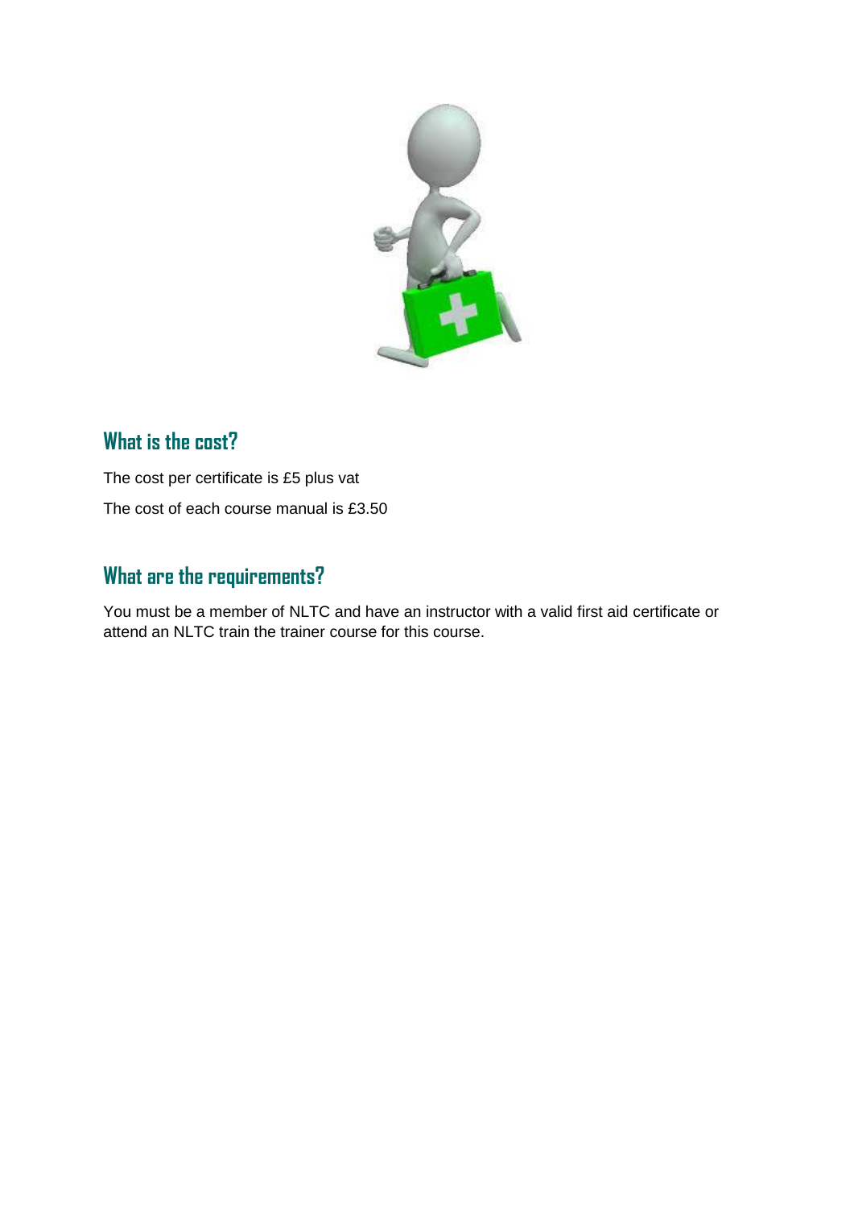## What is the cost?

The cost per certificate is £5 plus vat

The cost of each course manual is £3.50

## What are the requirements?

You must be a member of NLTC and have an instructor with a valid first aid certificate or attend an NLTC train the trainer course for this course.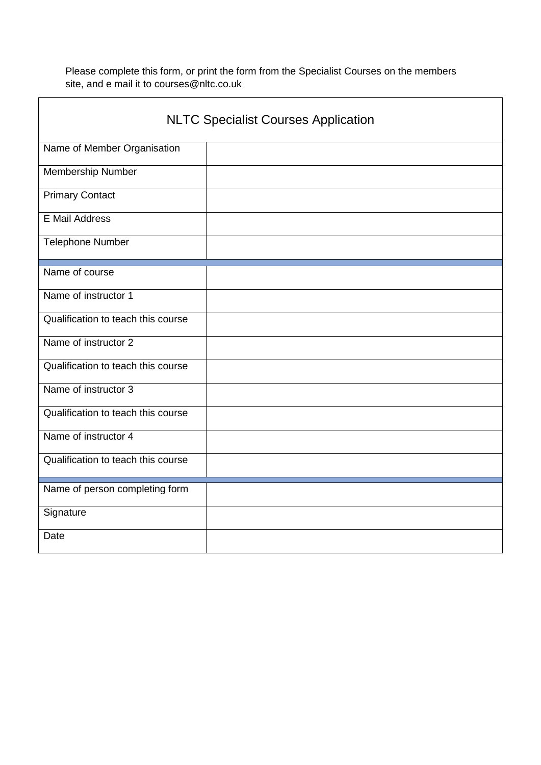Please complete this form, or print the form from the Specialist Courses on the members site, and e mail it to courses@nltc.co.uk

| NLTC Specialist Courses Application | |
|---|---|
| Name of Member Organisation | |
| Membership Number | |
| Primary Contact | |
| E Mail Address | |
| Telephone Number | |
| Name of course | |
| Name of instructor 1 | |
| Qualification to teach this course | |
| Name of instructor 2 | |
| Qualification to teach this course | |
| Name of instructor 3 | |
| Qualification to teach this course | |
| Name of instructor 4 | |
| Qualification to teach this course | |
| Name of person completing form | |
| Signature | |
| Date | |